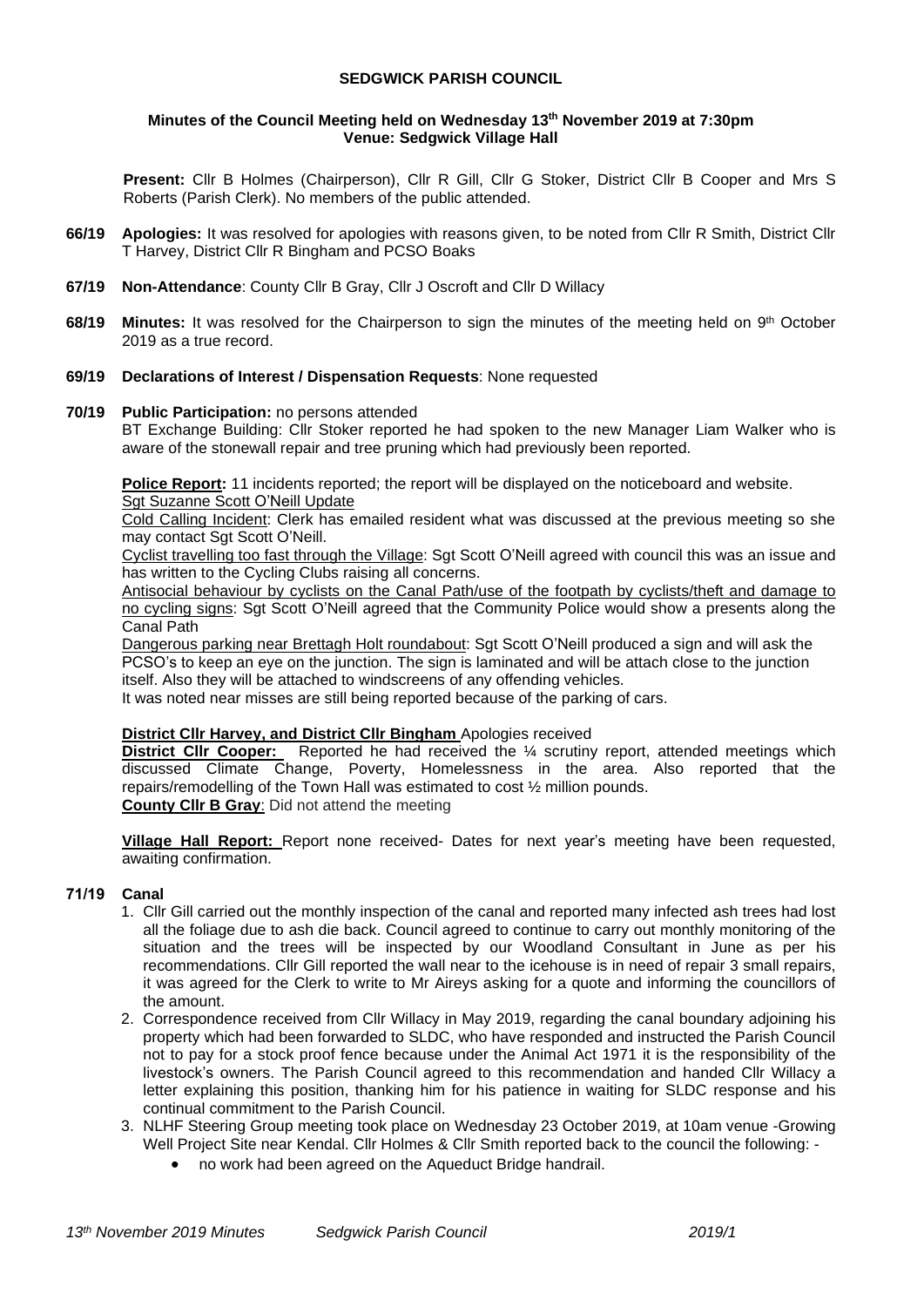**SEDGWICK PARISH COUNCIL**

**Minutes of the Council Meeting held on Wednesday 13th November 2019 at 7:30pm**
**Venue: Sedgwick Village Hall**

**Present:** Cllr B Holmes (Chairperson), Cllr R Gill, Cllr G Stoker, District Cllr B Cooper and Mrs S Roberts (Parish Clerk). No members of the public attended.

**66/19 Apologies:** It was resolved for apologies with reasons given, to be noted from Cllr R Smith, District Cllr T Harvey, District Cllr R Bingham and PCSO Boaks

**67/19 Non-Attendance**: County Cllr B Gray, Cllr J Oscroft and Cllr D Willacy

**68/19 Minutes:** It was resolved for the Chairperson to sign the minutes of the meeting held on 9th October 2019 as a true record.

**69/19 Declarations of Interest / Dispensation Requests**: None requested

**70/19 Public Participation:** no persons attended

BT Exchange Building: Cllr Stoker reported he had spoken to the new Manager Liam Walker who is aware of the stonewall repair and tree pruning which had previously been reported.

**Police Report:** 11 incidents reported; the report will be displayed on the noticeboard and website.

Sgt Suzanne Scott O'Neill Update

Cold Calling Incident: Clerk has emailed resident what was discussed at the previous meeting so she may contact Sgt Scott O'Neill.

Cyclist travelling too fast through the Village: Sgt Scott O'Neill agreed with council this was an issue and has written to the Cycling Clubs raising all concerns.

Antisocial behaviour by cyclists on the Canal Path/use of the footpath by cyclists/theft and damage to no cycling signs: Sgt Scott O'Neill agreed that the Community Police would show a presents along the Canal Path

Dangerous parking near Brettagh Holt roundabout: Sgt Scott O'Neill produced a sign and will ask the PCSO's to keep an eye on the junction. The sign is laminated and will be attach close to the junction itself. Also they will be attached to windscreens of any offending vehicles.

It was noted near misses are still being reported because of the parking of cars.

**District Cllr Harvey, and District Cllr Bingham** Apologies received

**District Cllr Cooper:** Reported he had received the ¼ scrutiny report, attended meetings which discussed Climate Change, Poverty, Homelessness in the area. Also reported that the repairs/remodelling of the Town Hall was estimated to cost ½ million pounds.

**County Cllr B Gray**: Did not attend the meeting

**Village Hall Report:** Report none received- Dates for next year's meeting have been requested, awaiting confirmation.

**71/19 Canal**

1. Cllr Gill carried out the monthly inspection of the canal and reported many infected ash trees had lost all the foliage due to ash die back. Council agreed to continue to carry out monthly monitoring of the situation and the trees will be inspected by our Woodland Consultant in June as per his recommendations. Cllr Gill reported the wall near to the icehouse is in need of repair 3 small repairs, it was agreed for the Clerk to write to Mr Aireys asking for a quote and informing the councillors of the amount.
2. Correspondence received from Cllr Willacy in May 2019, regarding the canal boundary adjoining his property which had been forwarded to SLDC, who have responded and instructed the Parish Council not to pay for a stock proof fence because under the Animal Act 1971 it is the responsibility of the livestock's owners. The Parish Council agreed to this recommendation and handed Cllr Willacy a letter explaining this position, thanking him for his patience in waiting for SLDC response and his continual commitment to the Parish Council.
3. NLHF Steering Group meeting took place on Wednesday 23 October 2019, at 10am venue -Growing Well Project Site near Kendal. Cllr Holmes & Cllr Smith reported back to the council the following: -
   - no work had been agreed on the Aqueduct Bridge handrail.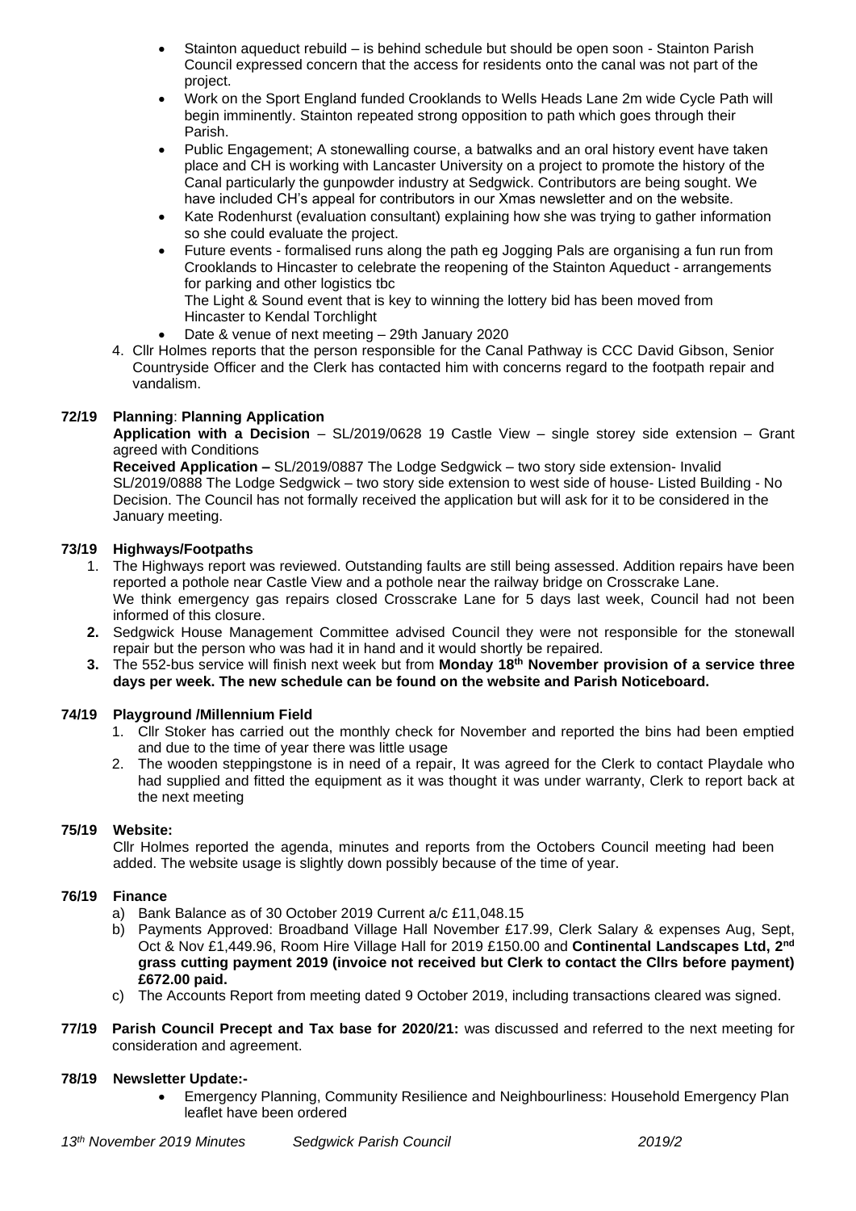- Stainton aqueduct rebuild – is behind schedule but should be open soon - Stainton Parish Council expressed concern that the access for residents onto the canal was not part of the project.
- Work on the Sport England funded Crooklands to Wells Heads Lane 2m wide Cycle Path will begin imminently. Stainton repeated strong opposition to path which goes through their Parish.
- Public Engagement; A stonewalling course, a batwalks and an oral history event have taken place and CH is working with Lancaster University on a project to promote the history of the Canal particularly the gunpowder industry at Sedgwick. Contributors are being sought. We have included CH's appeal for contributors in our Xmas newsletter and on the website.
- Kate Rodenhurst (evaluation consultant) explaining how she was trying to gather information so she could evaluate the project.
- Future events - formalised runs along the path eg Jogging Pals are organising a fun run from Crooklands to Hincaster to celebrate the reopening of the Stainton Aqueduct - arrangements for parking and other logistics tbc
  The Light & Sound event that is key to winning the lottery bid has been moved from Hincaster to Kendal Torchlight
- Date & venue of next meeting – 29th January 2020

4. Cllr Holmes reports that the person responsible for the Canal Pathway is CCC David Gibson, Senior Countryside Officer and the Clerk has contacted him with concerns regard to the footpath repair and vandalism.

**72/19 Planning**: **Planning Application**

**Application with a Decision** – SL/2019/0628 19 Castle View – single storey side extension – Grant agreed with Conditions

**Received Application –** SL/2019/0887 The Lodge Sedgwick – two story side extension- Invalid
SL/2019/0888 The Lodge Sedgwick – two story side extension to west side of house- Listed Building - No Decision. The Council has not formally received the application but will ask for it to be considered in the January meeting.

**73/19 Highways/Footpaths**

1. The Highways report was reviewed. Outstanding faults are still being assessed. Addition repairs have been reported a pothole near Castle View and a pothole near the railway bridge on Crosscrake Lane.
   We think emergency gas repairs closed Crosscrake Lane for 5 days last week, Council had not been informed of this closure.
2. Sedgwick House Management Committee advised Council they were not responsible for the stonewall repair but the person who was had it in hand and it would shortly be repaired.
3. The 552-bus service will finish next week but from **Monday 18th November provision of a service three days per week. The new schedule can be found on the website and Parish Noticeboard.**

**74/19 Playground /Millennium Field**

1. Cllr Stoker has carried out the monthly check for November and reported the bins had been emptied and due to the time of year there was little usage
2. The wooden steppingstone is in need of a repair, It was agreed for the Clerk to contact Playdale who had supplied and fitted the equipment as it was thought it was under warranty, Clerk to report back at the next meeting

**75/19 Website:**

Cllr Holmes reported the agenda, minutes and reports from the Octobers Council meeting had been added. The website usage is slightly down possibly because of the time of year.

**76/19 Finance**

a) Bank Balance as of 30 October 2019 Current a/c £11,048.15
b) Payments Approved: Broadband Village Hall November £17.99, Clerk Salary & expenses Aug, Sept, Oct & Nov £1,449.96, Room Hire Village Hall for 2019 £150.00 and **Continental Landscapes Ltd, 2nd grass cutting payment 2019 (invoice not received but Clerk to contact the Cllrs before payment) £672.00 paid.**
c) The Accounts Report from meeting dated 9 October 2019, including transactions cleared was signed.

**77/19 Parish Council Precept and Tax base for 2020/21:** was discussed and referred to the next meeting for consideration and agreement.

**78/19 Newsletter Update:-**

- Emergency Planning, Community Resilience and Neighbourliness: Household Emergency Plan leaflet have been ordered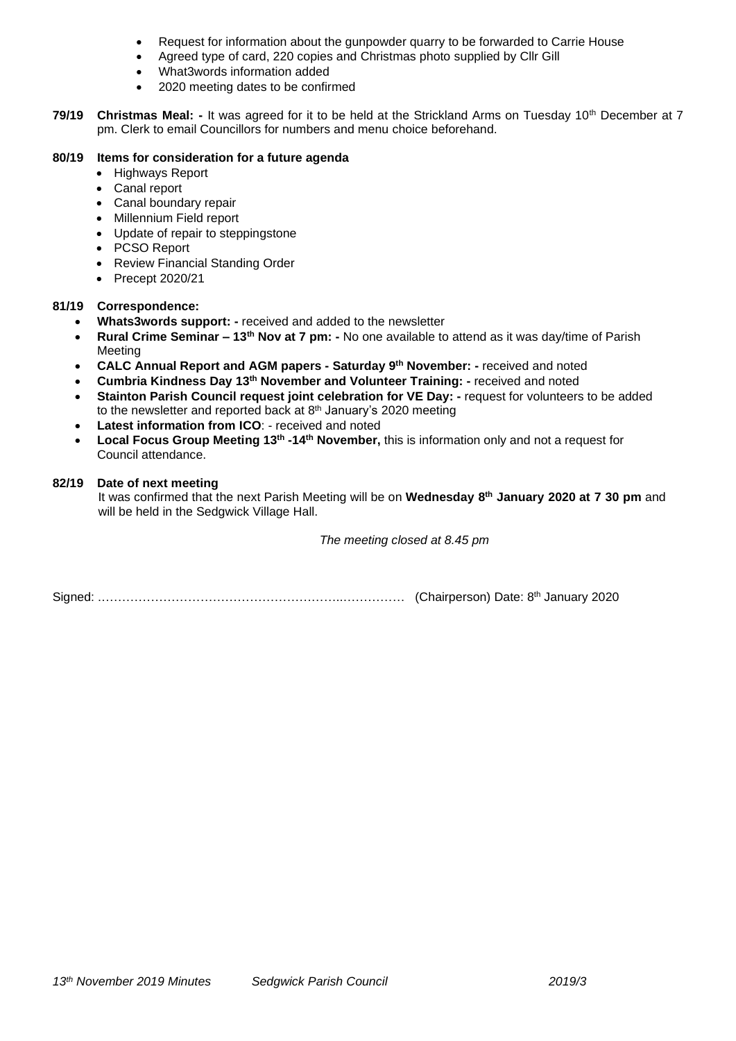- Request for information about the gunpowder quarry to be forwarded to Carrie House
- Agreed type of card, 220 copies and Christmas photo supplied by Cllr Gill
- What3words information added
- 2020 meeting dates to be confirmed

**79/19 Christmas Meal: -** It was agreed for it to be held at the Strickland Arms on Tuesday 10th December at 7 pm. Clerk to email Councillors for numbers and menu choice beforehand.

**80/19 Items for consideration for a future agenda**

- Highways Report
- Canal report
- Canal boundary repair
- Millennium Field report
- Update of repair to steppingstone
- PCSO Report
- Review Financial Standing Order
- Precept 2020/21

**81/19 Correspondence:**

- **Whats3words support: -** received and added to the newsletter
- **Rural Crime Seminar – 13th Nov at 7 pm: -** No one available to attend as it was day/time of Parish Meeting
- **CALC Annual Report and AGM papers - Saturday 9th November: -** received and noted
- **Cumbria Kindness Day 13th November and Volunteer Training: -** received and noted
- **Stainton Parish Council request joint celebration for VE Day: -** request for volunteers to be added to the newsletter and reported back at 8th January's 2020 meeting
- **Latest information from ICO**: - received and noted
- **Local Focus Group Meeting 13th -14th November,** this is information only and not a request for Council attendance.

**82/19 Date of next meeting**

It was confirmed that the next Parish Meeting will be on **Wednesday 8th January 2020 at 7 30 pm** and will be held in the Sedgwick Village Hall.

*The meeting closed at 8.45 pm*

Signed: ……………………………………………………..…………… (Chairperson) Date: 8th January 2020